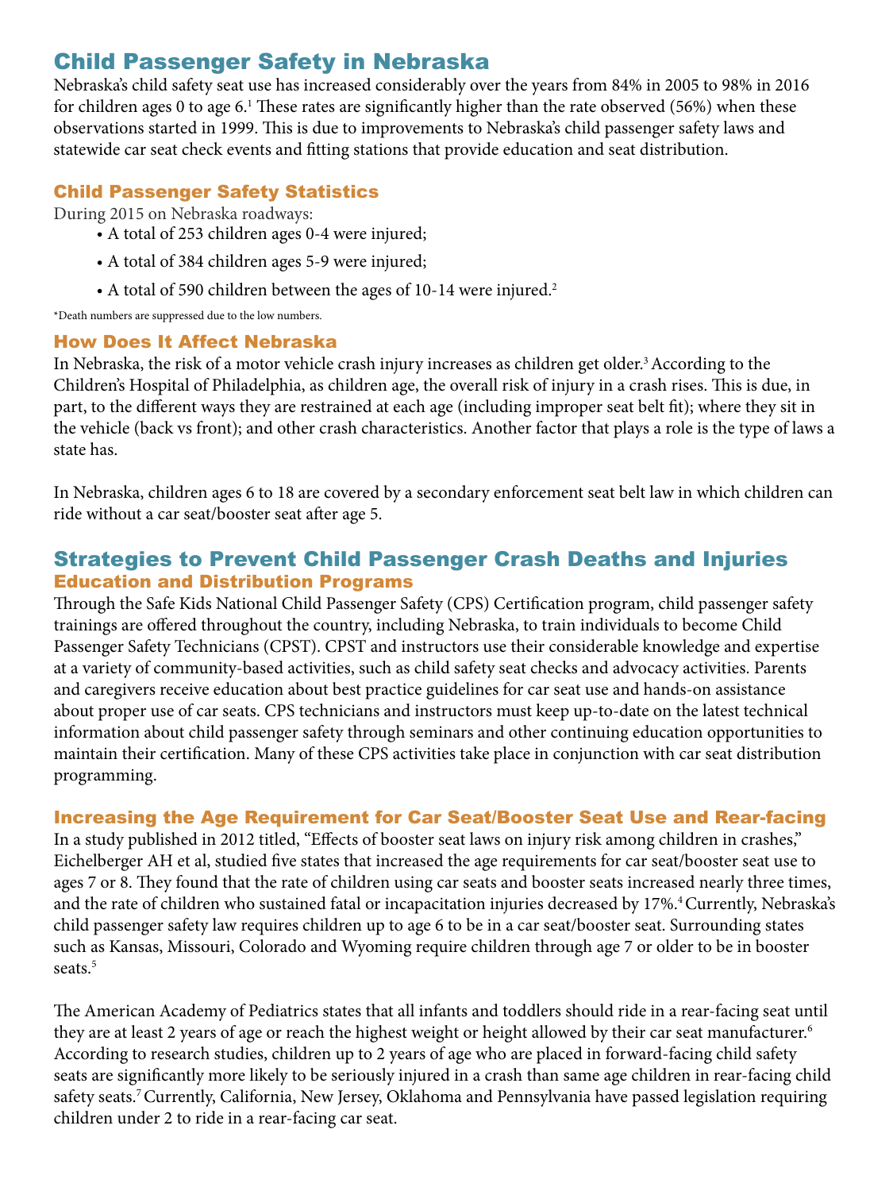# Child Passenger Safety in Nebraska

Nebraska's child safety seat use has increased considerably over the years from 84% in 2005 to 98% in 2016 for children ages 0 to age 6.[1] These rates are significantly higher than the rate observed (56%) when these observations started in 1999. This is due to improvements to Nebraska's child passenger safety laws and statewide car seat check events and fitting stations that provide education and seat distribution.

## Child Passenger Safety Statistics

During 2015 on Nebraska roadways:

- A total of 253 children ages 0-4 were injured;
- A total of 384 children ages 5-9 were injured;
- A total of 590 children between the ages of 10-14 were injured.[2]

*Death numbers are suppressed due to the low numbers.

## How Does It Affect Nebraska

In Nebraska, the risk of a motor vehicle crash injury increases as children get older.[3] According to the Children's Hospital of Philadelphia, as children age, the overall risk of injury in a crash rises. This is due, in part, to the different ways they are restrained at each age (including improper seat belt fit); where they sit in the vehicle (back vs front); and other crash characteristics. Another factor that plays a role is the type of laws a state has.

In Nebraska, children ages 6 to 18 are covered by a secondary enforcement seat belt law in which children can ride without a car seat/booster seat after age 5.

# Strategies to Prevent Child Passenger Crash Deaths and Injuries

## Education and Distribution Programs

Through the Safe Kids National Child Passenger Safety (CPS) Certification program, child passenger safety trainings are offered throughout the country, including Nebraska, to train individuals to become Child Passenger Safety Technicians (CPST). CPST and instructors use their considerable knowledge and expertise at a variety of community-based activities, such as child safety seat checks and advocacy activities. Parents and caregivers receive education about best practice guidelines for car seat use and hands-on assistance about proper use of car seats. CPS technicians and instructors must keep up-to-date on the latest technical information about child passenger safety through seminars and other continuing education opportunities to maintain their certification. Many of these CPS activities take place in conjunction with car seat distribution programming.

## Increasing the Age Requirement for Car Seat/Booster Seat Use and Rear-facing

In a study published in 2012 titled, "Effects of booster seat laws on injury risk among children in crashes," Eichelberger AH et al, studied five states that increased the age requirements for car seat/booster seat use to ages 7 or 8. They found that the rate of children using car seats and booster seats increased nearly three times, and the rate of children who sustained fatal or incapacitation injuries decreased by 17%.[4] Currently, Nebraska's child passenger safety law requires children up to age 6 to be in a car seat/booster seat. Surrounding states such as Kansas, Missouri, Colorado and Wyoming require children through age 7 or older to be in booster seats.[5]

The American Academy of Pediatrics states that all infants and toddlers should ride in a rear-facing seat until they are at least 2 years of age or reach the highest weight or height allowed by their car seat manufacturer.[6] According to research studies, children up to 2 years of age who are placed in forward-facing child safety seats are significantly more likely to be seriously injured in a crash than same age children in rear-facing child safety seats.[7] Currently, California, New Jersey, Oklahoma and Pennsylvania have passed legislation requiring children under 2 to ride in a rear-facing car seat.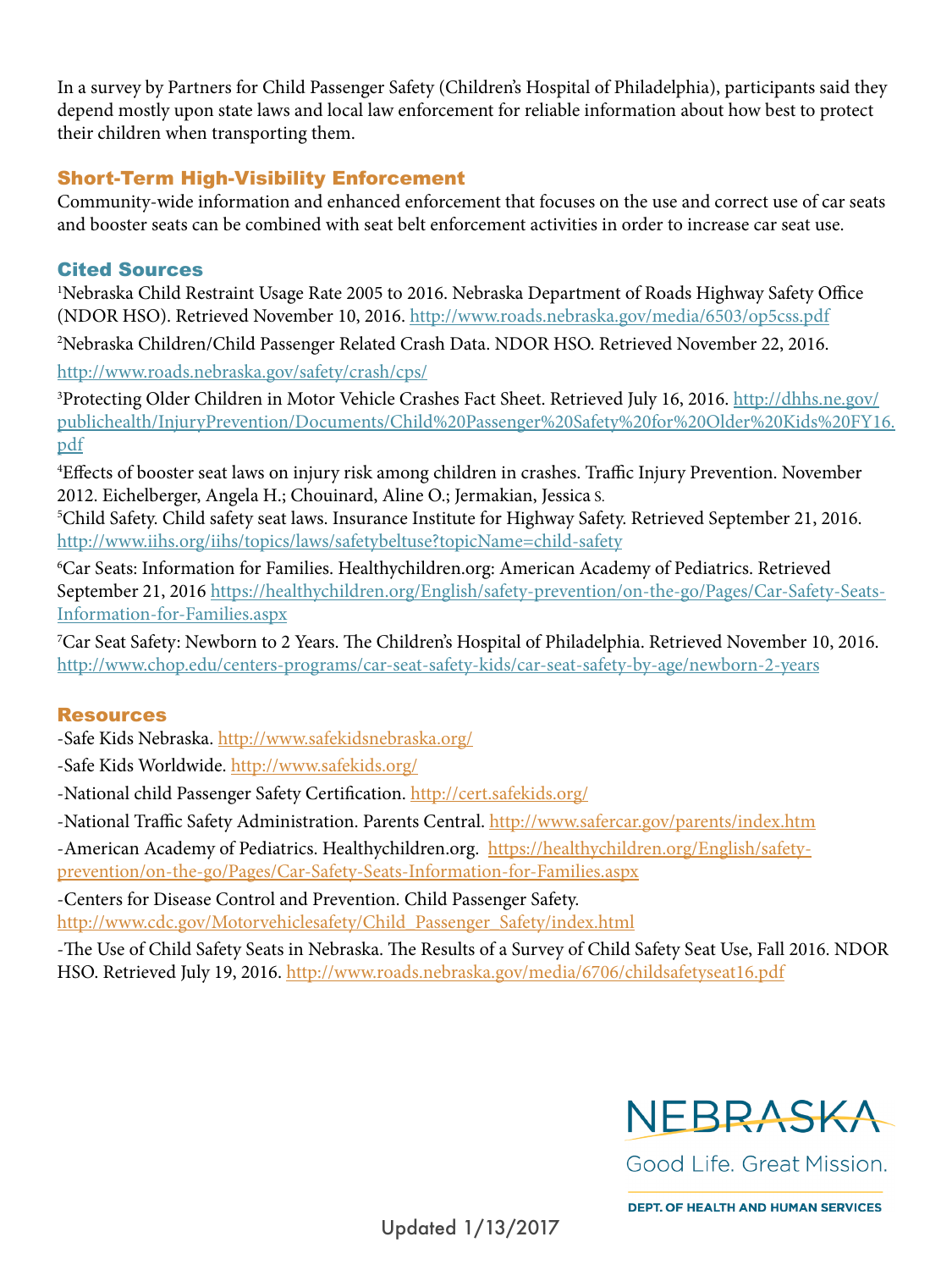In a survey by Partners for Child Passenger Safety (Children's Hospital of Philadelphia), participants said they depend mostly upon state laws and local law enforcement for reliable information about how best to protect their children when transporting them.

## Short-Term High-Visibility Enforcement

Community-wide information and enhanced enforcement that focuses on the use and correct use of car seats and booster seats can be combined with seat belt enforcement activities in order to increase car seat use.

## Cited Sources

[1]Nebraska Child Restraint Usage Rate 2005 to 2016. Nebraska Department of Roads Highway Safety Office (NDOR HSO). Retrieved November 10, 2016. http://www.roads.nebraska.gov/media/6503/op5css.pdf

[2]Nebraska Children/Child Passenger Related Crash Data. NDOR HSO. Retrieved November 22, 2016. http://www.roads.nebraska.gov/safety/crash/cps/

[3]Protecting Older Children in Motor Vehicle Crashes Fact Sheet. Retrieved July 16, 2016. http://dhhs.ne.gov/publichealth/InjuryPrevention/Documents/Child%20Passenger%20Safety%20for%20Older%20Kids%20FY16.pdf

[4]Effects of booster seat laws on injury risk among children in crashes. Traffic Injury Prevention. November 2012. Eichelberger, Angela H.; Chouinard, Aline O.; Jermakian, Jessica S.

[5]Child Safety. Child safety seat laws. Insurance Institute for Highway Safety. Retrieved September 21, 2016. http://www.iihs.org/iihs/topics/laws/safetybeltuse?topicName=child-safety

[6]Car Seats: Information for Families. Healthychildren.org: American Academy of Pediatrics. Retrieved September 21, 2016 https://healthychildren.org/English/safety-prevention/on-the-go/Pages/Car-Safety-Seats-Information-for-Families.aspx

[7]Car Seat Safety: Newborn to 2 Years. The Children's Hospital of Philadelphia. Retrieved November 10, 2016. http://www.chop.edu/centers-programs/car-seat-safety-kids/car-seat-safety-by-age/newborn-2-years

## Resources

-Safe Kids Nebraska. http://www.safekidsnebraska.org/

-Safe Kids Worldwide. http://www.safekids.org/

-National child Passenger Safety Certification. http://cert.safekids.org/

-National Traffic Safety Administration. Parents Central. http://www.safercar.gov/parents/index.htm

-American Academy of Pediatrics. Healthychildren.org. https://healthychildren.org/English/safety-prevention/on-the-go/Pages/Car-Safety-Seats-Information-for-Families.aspx

-Centers for Disease Control and Prevention. Child Passenger Safety. http://www.cdc.gov/Motorvehiclesafety/Child_Passenger_Safety/index.html

-The Use of Child Safety Seats in Nebraska. The Results of a Survey of Child Safety Seat Use, Fall 2016. NDOR HSO. Retrieved July 19, 2016. http://www.roads.nebraska.gov/media/6706/childsafetyseat16.pdf

NEBRASKA

Good Life. Great Mission.

DEPT. OF HEALTH AND HUMAN SERVICES

Updated 1/13/2017